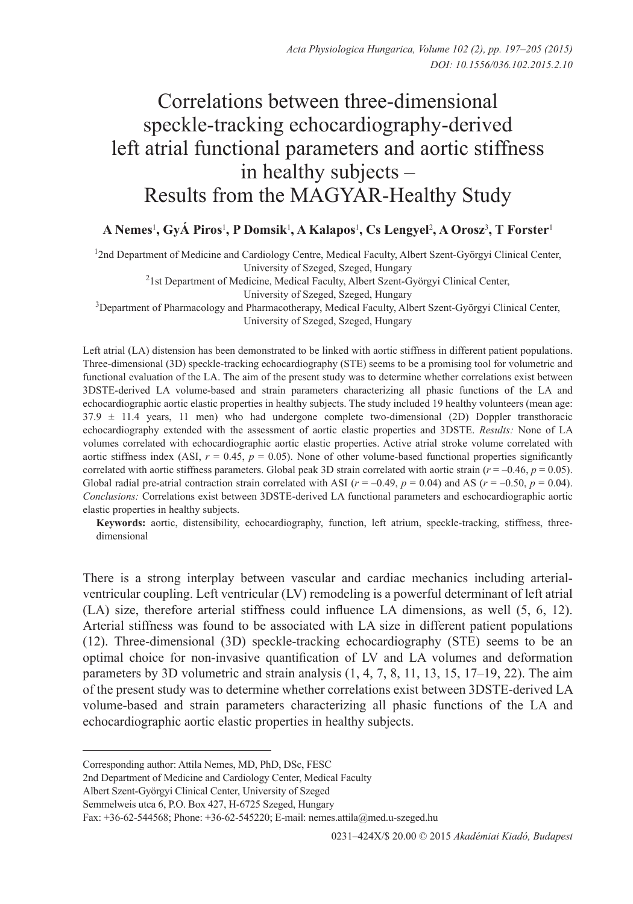# Correlations between three-dimensional speckle-tracking echocardiography-derived left atrial functional parameters and aortic stiffness in healthy subjects – Results from the MAGYAR-Healthy Study

**A Nemes[1], GyÁ Piros[1], P Domsik[1], A Kalapos[1], Cs Lengyel[2], A Orosz[3], T Forster[1]**

[1]2nd Department of Medicine and Cardiology Centre, Medical Faculty, Albert Szent-Györgyi Clinical Center, University of Szeged, Szeged, Hungary

[2]1st Department of Medicine, Medical Faculty, Albert Szent-Györgyi Clinical Center, University of Szeged, Szeged, Hungary

[3]Department of Pharmacology and Pharmacotherapy, Medical Faculty, Albert Szent-Györgyi Clinical Center, University of Szeged, Szeged, Hungary

Left atrial (LA) distension has been demonstrated to be linked with aortic stiffness in different patient populations. Three-dimensional (3D) speckle-tracking echocardiography (STE) seems to be a promising tool for volumetric and functional evaluation of the LA. The aim of the present study was to determine whether correlations exist between 3DSTE-derived LA volume-based and strain parameters characterizing all phasic functions of the LA and echocardiographic aortic elastic properties in healthy subjects. The study included 19 healthy volunteers (mean age: 37.9 ± 11.4 years, 11 men) who had undergone complete two-dimensional (2D) Doppler transthoracic echocardiography extended with the assessment of aortic elastic properties and 3DSTE. *Results:* None of LA volumes correlated with echocardiographic aortic elastic properties. Active atrial stroke volume correlated with aortic stiffness index (ASI, $r = 0.45$, $p = 0.05$). None of other volume-based functional properties significantly correlated with aortic stiffness parameters. Global peak 3D strain correlated with aortic strain ($r = -0.46$, $p = 0.05$). Global radial pre-atrial contraction strain correlated with ASI ($r = -0.49$, $p = 0.04$) and AS ($r = -0.50$, $p = 0.04$). *Conclusions:* Correlations exist between 3DSTE-derived LA functional parameters and eschocardiographic aortic elastic properties in healthy subjects.

**Keywords:** aortic, distensibility, echocardiography, function, left atrium, speckle-tracking, stiffness, three-dimensional

There is a strong interplay between vascular and cardiac mechanics including arterial-ventricular coupling. Left ventricular (LV) remodeling is a powerful determinant of left atrial (LA) size, therefore arterial stiffness could influence LA dimensions, as well (5, 6, 12). Arterial stiffness was found to be associated with LA size in different patient populations (12). Three-dimensional (3D) speckle-tracking echocardiography (STE) seems to be an optimal choice for non-invasive quantification of LV and LA volumes and deformation parameters by 3D volumetric and strain analysis (1, 4, 7, 8, 11, 13, 15, 17–19, 22). The aim of the present study was to determine whether correlations exist between 3DSTE-derived LA volume-based and strain parameters characterizing all phasic functions of the LA and echocardiographic aortic elastic properties in healthy subjects.

Corresponding author: Attila Nemes, MD, PhD, DSc, FESC
2nd Department of Medicine and Cardiology Center, Medical Faculty
Albert Szent-Györgyi Clinical Center, University of Szeged
Semmelweis utca 6, P.O. Box 427, H-6725 Szeged, Hungary
Fax: +36-62-544568; Phone: +36-62-545220; E-mail: nemes.attila@med.u-szeged.hu

0231–424X/$ 20.00 © 2015 *Akadémiai Kiadó, Budapest*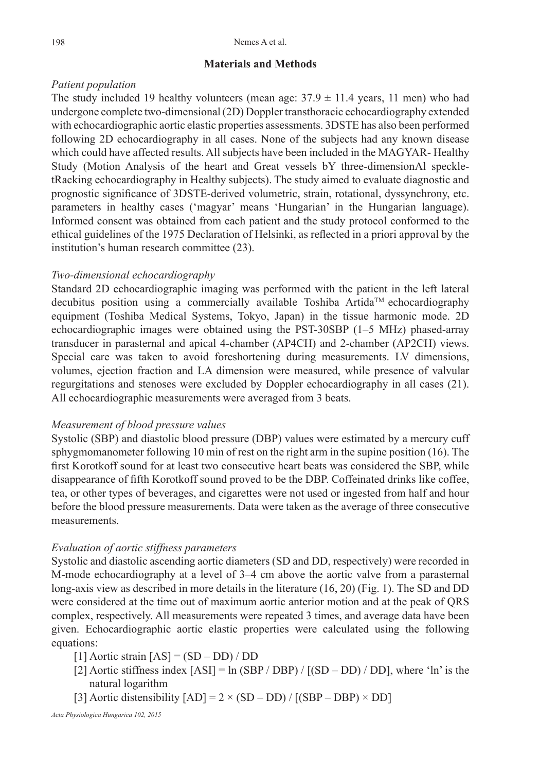## Materials and Methods

*Patient population*

The study included 19 healthy volunteers (mean age: 37.9 ± 11.4 years, 11 men) who had undergone complete two-dimensional (2D) Doppler transthoracic echocardiography extended with echocardiographic aortic elastic properties assessments. 3DSTE has also been performed following 2D echocardiography in all cases. None of the subjects had any known disease which could have affected results. All subjects have been included in the MAGYAR- Healthy Study (Motion Analysis of the heart and Great vessels bY three-dimensionAl speckle-tRacking echocardiography in Healthy subjects). The study aimed to evaluate diagnostic and prognostic significance of 3DSTE-derived volumetric, strain, rotational, dyssynchrony, etc. parameters in healthy cases ('magyar' means 'Hungarian' in the Hungarian language). Informed consent was obtained from each patient and the study protocol conformed to the ethical guidelines of the 1975 Declaration of Helsinki, as reflected in a priori approval by the institution's human research committee (23).

*Two-dimensional echocardiography*

Standard 2D echocardiographic imaging was performed with the patient in the left lateral decubitus position using a commercially available Toshiba Artida™ echocardiography equipment (Toshiba Medical Systems, Tokyo, Japan) in the tissue harmonic mode. 2D echocardiographic images were obtained using the PST-30SBP (1–5 MHz) phased-array transducer in parasternal and apical 4-chamber (AP4CH) and 2-chamber (AP2CH) views. Special care was taken to avoid foreshortening during measurements. LV dimensions, volumes, ejection fraction and LA dimension were measured, while presence of valvular regurgitations and stenoses were excluded by Doppler echocardiography in all cases (21). All echocardiographic measurements were averaged from 3 beats.

*Measurement of blood pressure values*

Systolic (SBP) and diastolic blood pressure (DBP) values were estimated by a mercury cuff sphygmomanometer following 10 min of rest on the right arm in the supine position (16). The first Korotkoff sound for at least two consecutive heart beats was considered the SBP, while disappearance of fifth Korotkoff sound proved to be the DBP. Coffeinated drinks like coffee, tea, or other types of beverages, and cigarettes were not used or ingested from half and hour before the blood pressure measurements. Data were taken as the average of three consecutive measurements.

*Evaluation of aortic stiffness parameters*

Systolic and diastolic ascending aortic diameters (SD and DD, respectively) were recorded in M-mode echocardiography at a level of 3–4 cm above the aortic valve from a parasternal long-axis view as described in more details in the literature (16, 20) (Fig. 1). The SD and DD were considered at the time out of maximum aortic anterior motion and at the peak of QRS complex, respectively. All measurements were repeated 3 times, and average data have been given. Echocardiographic aortic elastic properties were calculated using the following equations:

[1] Aortic strain [AS] = (SD – DD) / DD

[2] Aortic stiffness index [ASI] = ln (SBP / DBP) / [(SD – DD) / DD], where 'ln' is the natural logarithm

[3] Aortic distensibility [AD] = 2 × (SD – DD) / [(SBP – DBP) × DD]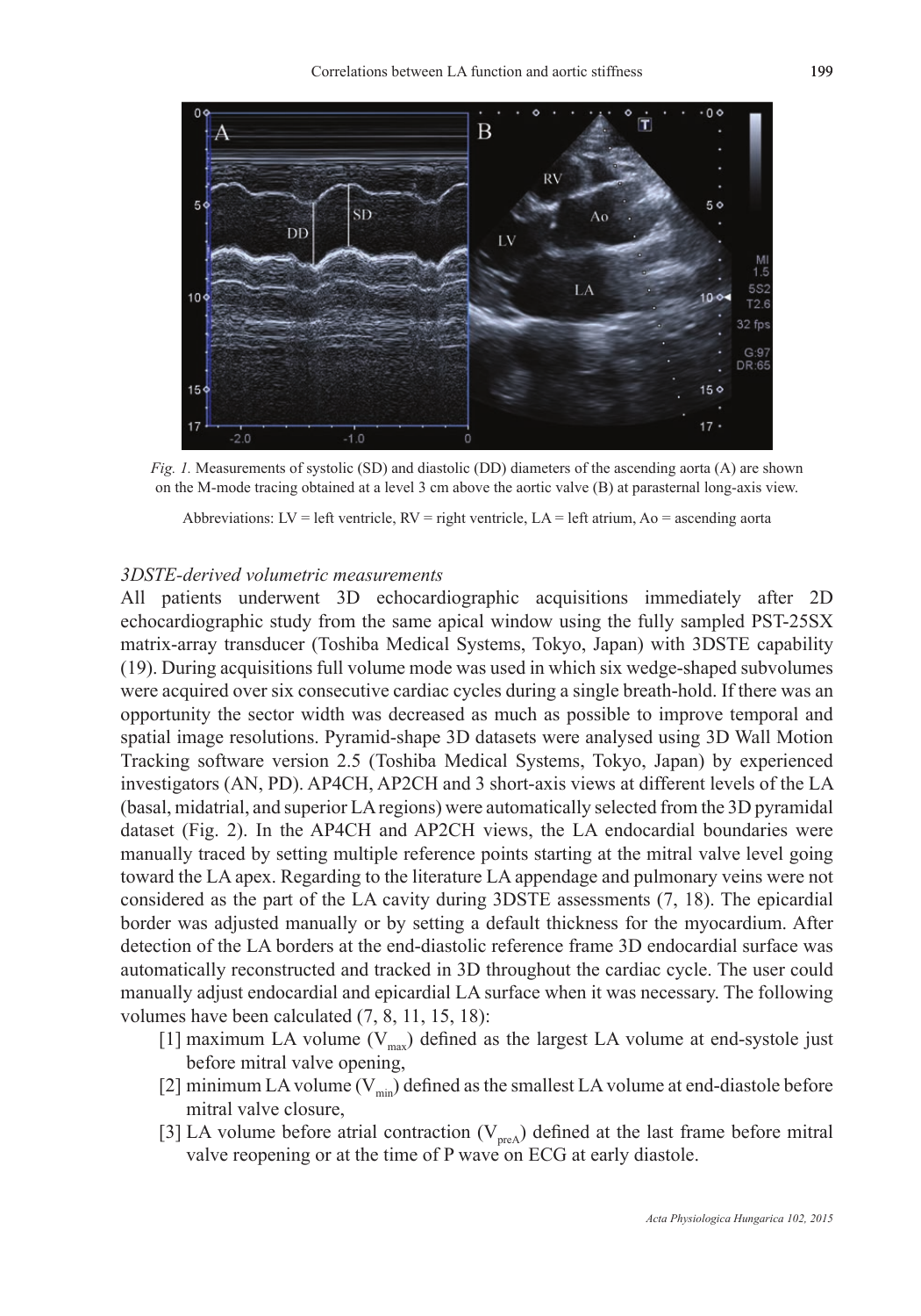*Fig. 1.* Measurements of systolic (SD) and diastolic (DD) diameters of the ascending aorta (A) are shown on the M-mode tracing obtained at a level 3 cm above the aortic valve (B) at parasternal long-axis view.

Abbreviations: LV = left ventricle, RV = right ventricle, LA = left atrium, Ao = ascending aorta

### *3DSTE-derived volumetric measurements*

All patients underwent 3D echocardiographic acquisitions immediately after 2D echocardiographic study from the same apical window using the fully sampled PST-25SX matrix-array transducer (Toshiba Medical Systems, Tokyo, Japan) with 3DSTE capability (19). During acquisitions full volume mode was used in which six wedge-shaped subvolumes were acquired over six consecutive cardiac cycles during a single breath-hold. If there was an opportunity the sector width was decreased as much as possible to improve temporal and spatial image resolutions. Pyramid-shape 3D datasets were analysed using 3D Wall Motion Tracking software version 2.5 (Toshiba Medical Systems, Tokyo, Japan) by experienced investigators (AN, PD). AP4CH, AP2CH and 3 short-axis views at different levels of the LA (basal, midatrial, and superior LA regions) were automatically selected from the 3D pyramidal dataset (Fig. 2). In the AP4CH and AP2CH views, the LA endocardial boundaries were manually traced by setting multiple reference points starting at the mitral valve level going toward the LA apex. Regarding to the literature LA appendage and pulmonary veins were not considered as the part of the LA cavity during 3DSTE assessments (7, 18). The epicardial border was adjusted manually or by setting a default thickness for the myocardium. After detection of the LA borders at the end-diastolic reference frame 3D endocardial surface was automatically reconstructed and tracked in 3D throughout the cardiac cycle. The user could manually adjust endocardial and epicardial LA surface when it was necessary. The following volumes have been calculated (7, 8, 11, 15, 18):

[1] maximum LA volume ($V_{max}$) defined as the largest LA volume at end-systole just before mitral valve opening,

[2] minimum LA volume ($V_{min}$) defined as the smallest LA volume at end-diastole before mitral valve closure,

[3] LA volume before atrial contraction ($V_{preA}$) defined at the last frame before mitral valve reopening or at the time of P wave on ECG at early diastole.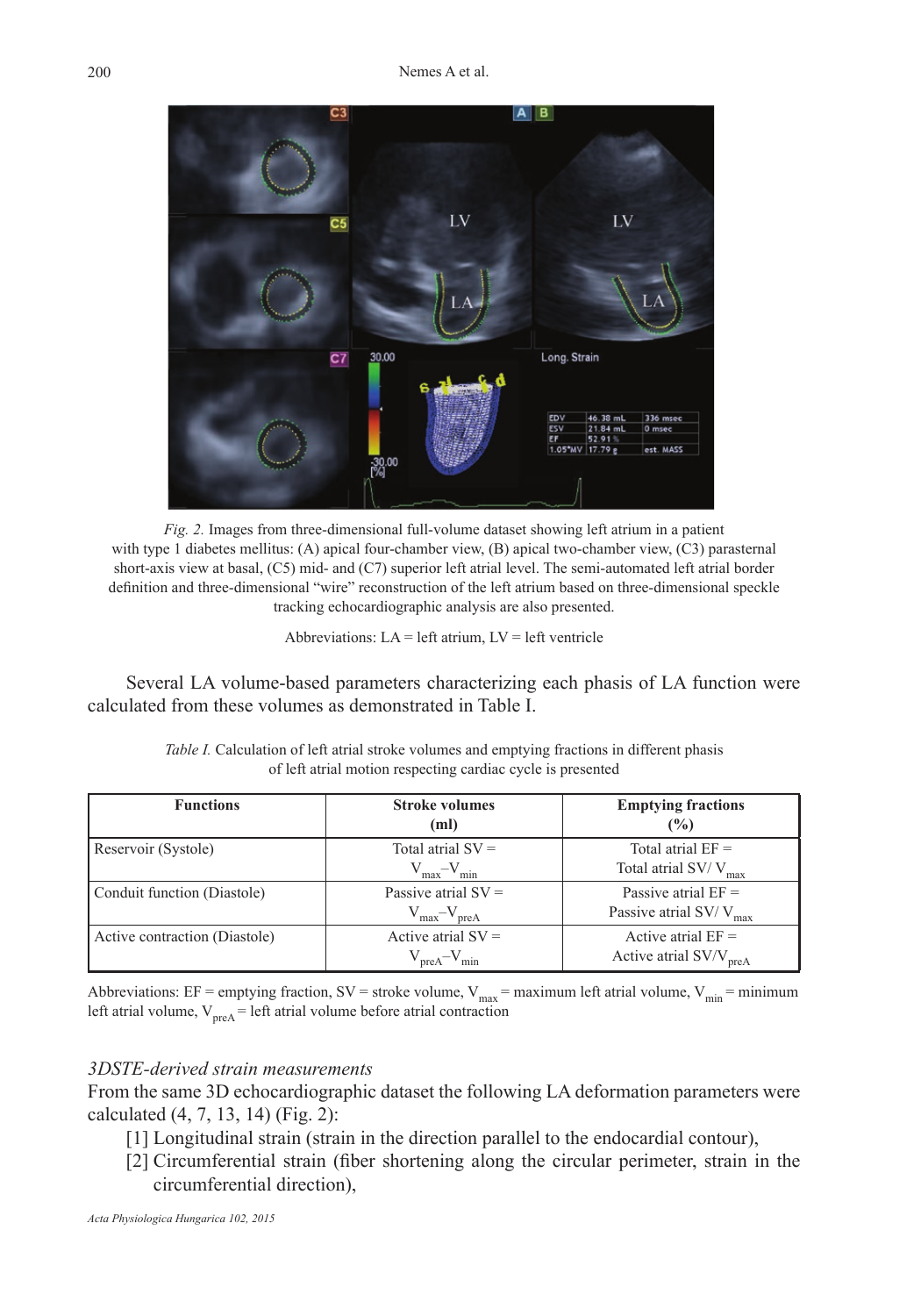*Fig. 2.* Images from three-dimensional full-volume dataset showing left atrium in a patient with type 1 diabetes mellitus: (A) apical four-chamber view, (B) apical two-chamber view, (C3) parasternal short-axis view at basal, (C5) mid- and (C7) superior left atrial level. The semi-automated left atrial border definition and three-dimensional "wire" reconstruction of the left atrium based on three-dimensional speckle tracking echocardiographic analysis are also presented.

Abbreviations: LA = left atrium, LV = left ventricle

Several LA volume-based parameters characterizing each phasis of LA function were calculated from these volumes as demonstrated in Table I.

*Table I.* Calculation of left atrial stroke volumes and emptying fractions in different phasis of left atrial motion respecting cardiac cycle is presented

| Functions | Stroke volumes (ml) | Emptying fractions (%) |
|---|---|---|
| Reservoir (Systole) | Total atrial SV = $V_{max}$–$V_{min}$ | Total atrial EF = Total atrial SV/ $V_{max}$ |
| Conduit function (Diastole) | Passive atrial SV = $V_{max}$–$V_{preA}$ | Passive atrial EF = Passive atrial SV/ $V_{max}$ |
| Active contraction (Diastole) | Active atrial SV = $V_{preA}$–$V_{min}$ | Active atrial EF = Active atrial SV/$V_{preA}$ |

Abbreviations: EF = emptying fraction, SV = stroke volume, $V_{max}$ = maximum left atrial volume, $V_{min}$ = minimum left atrial volume, $V_{preA}$ = left atrial volume before atrial contraction

### *3DSTE-derived strain measurements*

From the same 3D echocardiographic dataset the following LA deformation parameters were calculated (4, 7, 13, 14) (Fig. 2):

[1] Longitudinal strain (strain in the direction parallel to the endocardial contour),

[2] Circumferential strain (fiber shortening along the circular perimeter, strain in the circumferential direction),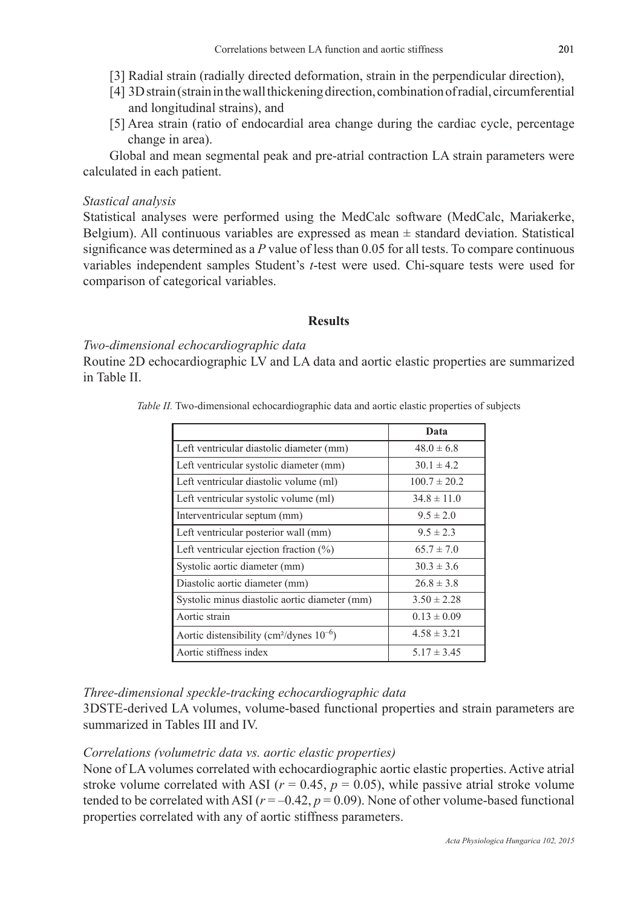[3] Radial strain (radially directed deformation, strain in the perpendicular direction),

[4] 3D strain (strain in the wall thickening direction, combination of radial, circumferential and longitudinal strains), and

[5] Area strain (ratio of endocardial area change during the cardiac cycle, percentage change in area).

Global and mean segmental peak and pre-atrial contraction LA strain parameters were calculated in each patient.

*Stastical analysis*

Statistical analyses were performed using the MedCalc software (MedCalc, Mariakerke, Belgium). All continuous variables are expressed as mean ± standard deviation. Statistical significance was determined as a *P* value of less than 0.05 for all tests. To compare continuous variables independent samples Student's *t*-test were used. Chi-square tests were used for comparison of categorical variables.

## Results

*Two-dimensional echocardiographic data*

Routine 2D echocardiographic LV and LA data and aortic elastic properties are summarized in Table II.

*Table II.* Two-dimensional echocardiographic data and aortic elastic properties of subjects

| | Data |
|---|---|
| Left ventricular diastolic diameter (mm) | 48.0 ± 6.8 |
| Left ventricular systolic diameter (mm) | 30.1 ± 4.2 |
| Left ventricular diastolic volume (ml) | 100.7 ± 20.2 |
| Left ventricular systolic volume (ml) | 34.8 ± 11.0 |
| Interventricular septum (mm) | 9.5 ± 2.0 |
| Left ventricular posterior wall (mm) | 9.5 ± 2.3 |
| Left ventricular ejection fraction (%) | 65.7 ± 7.0 |
| Systolic aortic diameter (mm) | 30.3 ± 3.6 |
| Diastolic aortic diameter (mm) | 26.8 ± 3.8 |
| Systolic minus diastolic aortic diameter (mm) | 3.50 ± 2.28 |
| Aortic strain | 0.13 ± 0.09 |
| Aortic distensibility (cm²/dynes $10^{-6}$) | 4.58 ± 3.21 |
| Aortic stiffness index | 5.17 ± 3.45 |

*Three-dimensional speckle-tracking echocardiographic data*

3DSTE-derived LA volumes, volume-based functional properties and strain parameters are summarized in Tables III and IV.

*Correlations (volumetric data vs. aortic elastic properties)*

None of LA volumes correlated with echocardiographic aortic elastic properties. Active atrial stroke volume correlated with ASI ($r = 0.45$, $p = 0.05$), while passive atrial stroke volume tended to be correlated with ASI ($r = -0.42$, $p = 0.09$). None of other volume-based functional properties correlated with any of aortic stiffness parameters.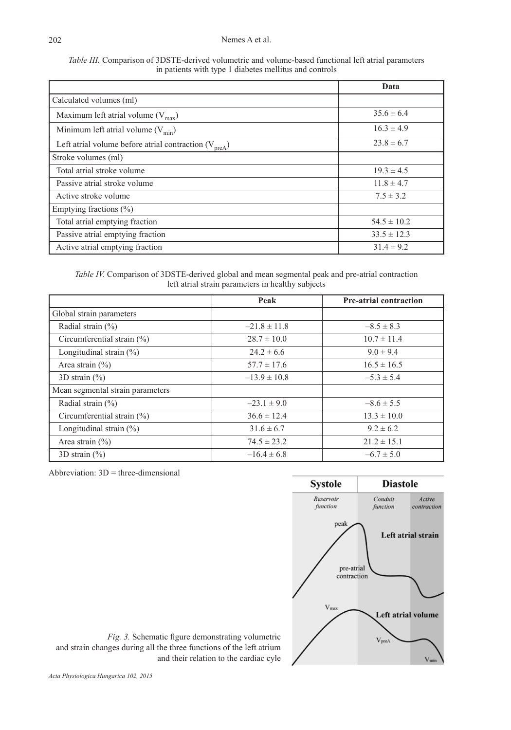*Table III.* Comparison of 3DSTE-derived volumetric and volume-based functional left atrial parameters in patients with type 1 diabetes mellitus and controls

| | Data |
|---|---|
| Calculated volumes (ml) | |
| Maximum left atrial volume ($V_{max}$) | 35.6 ± 6.4 |
| Minimum left atrial volume ($V_{min}$) | 16.3 ± 4.9 |
| Left atrial volume before atrial contraction ($V_{preA}$) | 23.8 ± 6.7 |
| Stroke volumes (ml) | |
| Total atrial stroke volume | 19.3 ± 4.5 |
| Passive atrial stroke volume | 11.8 ± 4.7 |
| Active stroke volume | 7.5 ± 3.2 |
| Emptying fractions (%) | |
| Total atrial emptying fraction | 54.5 ± 10.2 |
| Passive atrial emptying fraction | 33.5 ± 12.3 |
| Active atrial emptying fraction | 31.4 ± 9.2 |

*Table IV.* Comparison of 3DSTE-derived global and mean segmental peak and pre-atrial contraction left atrial strain parameters in healthy subjects

| | Peak | Pre-atrial contraction |
|---|---|---|
| Global strain parameters | | |
| Radial strain (%) | –21.8 ± 11.8 | –8.5 ± 8.3 |
| Circumferential strain (%) | 28.7 ± 10.0 | 10.7 ± 11.4 |
| Longitudinal strain (%) | 24.2 ± 6.6 | 9.0 ± 9.4 |
| Area strain (%) | 57.7 ± 17.6 | 16.5 ± 16.5 |
| 3D strain (%) | –13.9 ± 10.8 | –5.3 ± 5.4 |
| Mean segmental strain parameters | | |
| Radial strain (%) | –23.1 ± 9.0 | –8.6 ± 5.5 |
| Circumferential strain (%) | 36.6 ± 12.4 | 13.3 ± 10.0 |
| Longitudinal strain (%) | 31.6 ± 6.7 | 9.2 ± 6.2 |
| Area strain (%) | 74.5 ± 23.2 | 21.2 ± 15.1 |
| 3D strain (%) | –16.4 ± 6.8 | –6.7 ± 5.0 |

Abbreviation: 3D = three-dimensional

*Fig. 3.* Schematic figure demonstrating volumetric and strain changes during all the three functions of the left atrium and their relation to the cardiac cyle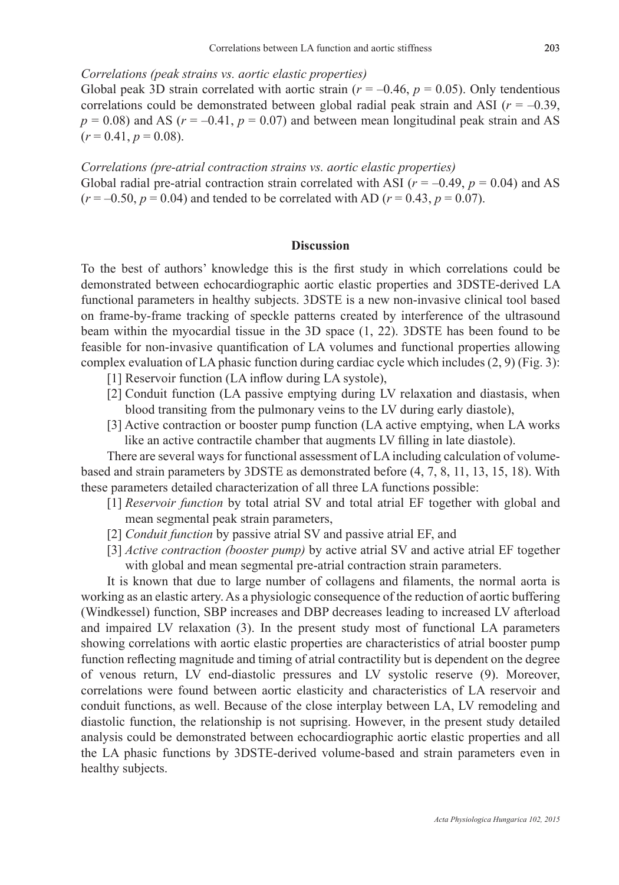*Correlations (peak strains vs. aortic elastic properties)*

Global peak 3D strain correlated with aortic strain ($r = –0.46$, $p = 0.05$). Only tendentious correlations could be demonstrated between global radial peak strain and ASI ($r = –0.39$, $p = 0.08$) and AS ($r = –0.41$, $p = 0.07$) and between mean longitudinal peak strain and AS ($r = 0.41$, $p = 0.08$).

*Correlations (pre-atrial contraction strains vs. aortic elastic properties)*

Global radial pre-atrial contraction strain correlated with ASI ($r = –0.49$, $p = 0.04$) and AS ($r = –0.50$, $p = 0.04$) and tended to be correlated with AD ($r = 0.43$, $p = 0.07$).

## Discussion

To the best of authors' knowledge this is the first study in which correlations could be demonstrated between echocardiographic aortic elastic properties and 3DSTE-derived LA functional parameters in healthy subjects. 3DSTE is a new non-invasive clinical tool based on frame-by-frame tracking of speckle patterns created by interference of the ultrasound beam within the myocardial tissue in the 3D space (1, 22). 3DSTE has been found to be feasible for non-invasive quantification of LA volumes and functional properties allowing complex evaluation of LA phasic function during cardiac cycle which includes (2, 9) (Fig. 3):

[1] Reservoir function (LA inflow during LA systole),

[2] Conduit function (LA passive emptying during LV relaxation and diastasis, when blood transiting from the pulmonary veins to the LV during early diastole),

[3] Active contraction or booster pump function (LA active emptying, when LA works like an active contractile chamber that augments LV filling in late diastole).

There are several ways for functional assessment of LA including calculation of volume-based and strain parameters by 3DSTE as demonstrated before (4, 7, 8, 11, 13, 15, 18). With these parameters detailed characterization of all three LA functions possible:

[1] *Reservoir function* by total atrial SV and total atrial EF together with global and mean segmental peak strain parameters,

[2] *Conduit function* by passive atrial SV and passive atrial EF, and

[3] *Active contraction (booster pump)* by active atrial SV and active atrial EF together with global and mean segmental pre-atrial contraction strain parameters.

It is known that due to large number of collagens and filaments, the normal aorta is working as an elastic artery. As a physiologic consequence of the reduction of aortic buffering (Windkessel) function, SBP increases and DBP decreases leading to increased LV afterload and impaired LV relaxation (3). In the present study most of functional LA parameters showing correlations with aortic elastic properties are characteristics of atrial booster pump function reflecting magnitude and timing of atrial contractility but is dependent on the degree of venous return, LV end-diastolic pressures and LV systolic reserve (9). Moreover, correlations were found between aortic elasticity and characteristics of LA reservoir and conduit functions, as well. Because of the close interplay between LA, LV remodeling and diastolic function, the relationship is not suprising. However, in the present study detailed analysis could be demonstrated between echocardiographic aortic elastic properties and all the LA phasic functions by 3DSTE-derived volume-based and strain parameters even in healthy subjects.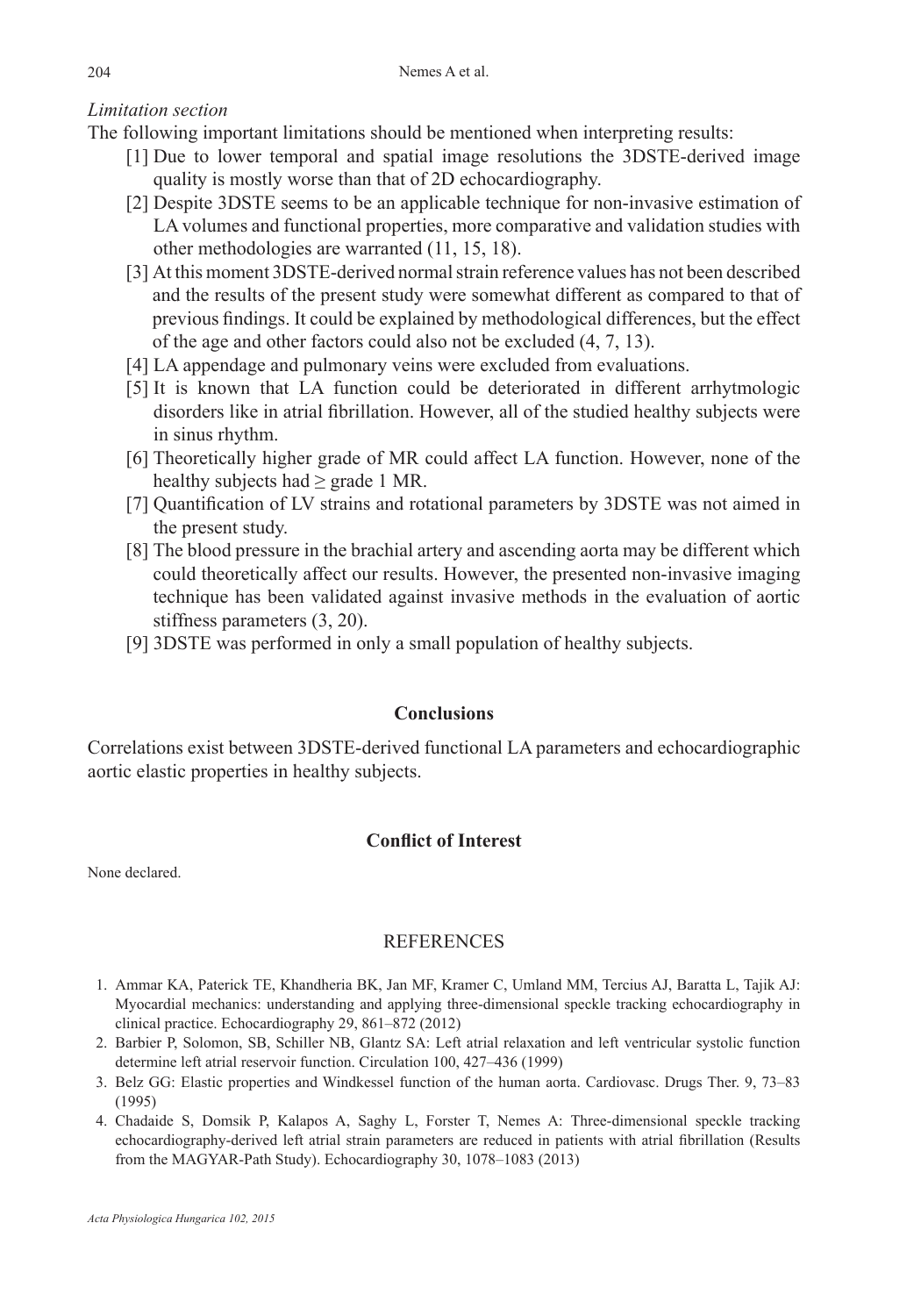*Limitation section*

The following important limitations should be mentioned when interpreting results:

[1] Due to lower temporal and spatial image resolutions the 3DSTE-derived image quality is mostly worse than that of 2D echocardiography.

[2] Despite 3DSTE seems to be an applicable technique for non-invasive estimation of LA volumes and functional properties, more comparative and validation studies with other methodologies are warranted (11, 15, 18).

[3] At this moment 3DSTE-derived normal strain reference values has not been described and the results of the present study were somewhat different as compared to that of previous findings. It could be explained by methodological differences, but the effect of the age and other factors could also not be excluded (4, 7, 13).

[4] LA appendage and pulmonary veins were excluded from evaluations.

[5] It is known that LA function could be deteriorated in different arrhytmologic disorders like in atrial fibrillation. However, all of the studied healthy subjects were in sinus rhythm.

[6] Theoretically higher grade of MR could affect LA function. However, none of the healthy subjects had ≥ grade 1 MR.

[7] Quantification of LV strains and rotational parameters by 3DSTE was not aimed in the present study.

[8] The blood pressure in the brachial artery and ascending aorta may be different which could theoretically affect our results. However, the presented non-invasive imaging technique has been validated against invasive methods in the evaluation of aortic stiffness parameters (3, 20).

[9] 3DSTE was performed in only a small population of healthy subjects.

## Conclusions

Correlations exist between 3DSTE-derived functional LA parameters and echocardiographic aortic elastic properties in healthy subjects.

## Conflict of Interest

None declared.

## REFERENCES

1. Ammar KA, Paterick TE, Khandheria BK, Jan MF, Kramer C, Umland MM, Tercius AJ, Baratta L, Tajik AJ: Myocardial mechanics: understanding and applying three-dimensional speckle tracking echocardiography in clinical practice. Echocardiography 29, 861–872 (2012)
2. Barbier P, Solomon, SB, Schiller NB, Glantz SA: Left atrial relaxation and left ventricular systolic function determine left atrial reservoir function. Circulation 100, 427–436 (1999)
3. Belz GG: Elastic properties and Windkessel function of the human aorta. Cardiovasc. Drugs Ther. 9, 73–83 (1995)
4. Chadaide S, Domsik P, Kalapos A, Saghy L, Forster T, Nemes A: Three-dimensional speckle tracking echocardiography-derived left atrial strain parameters are reduced in patients with atrial fibrillation (Results from the MAGYAR-Path Study). Echocardiography 30, 1078–1083 (2013)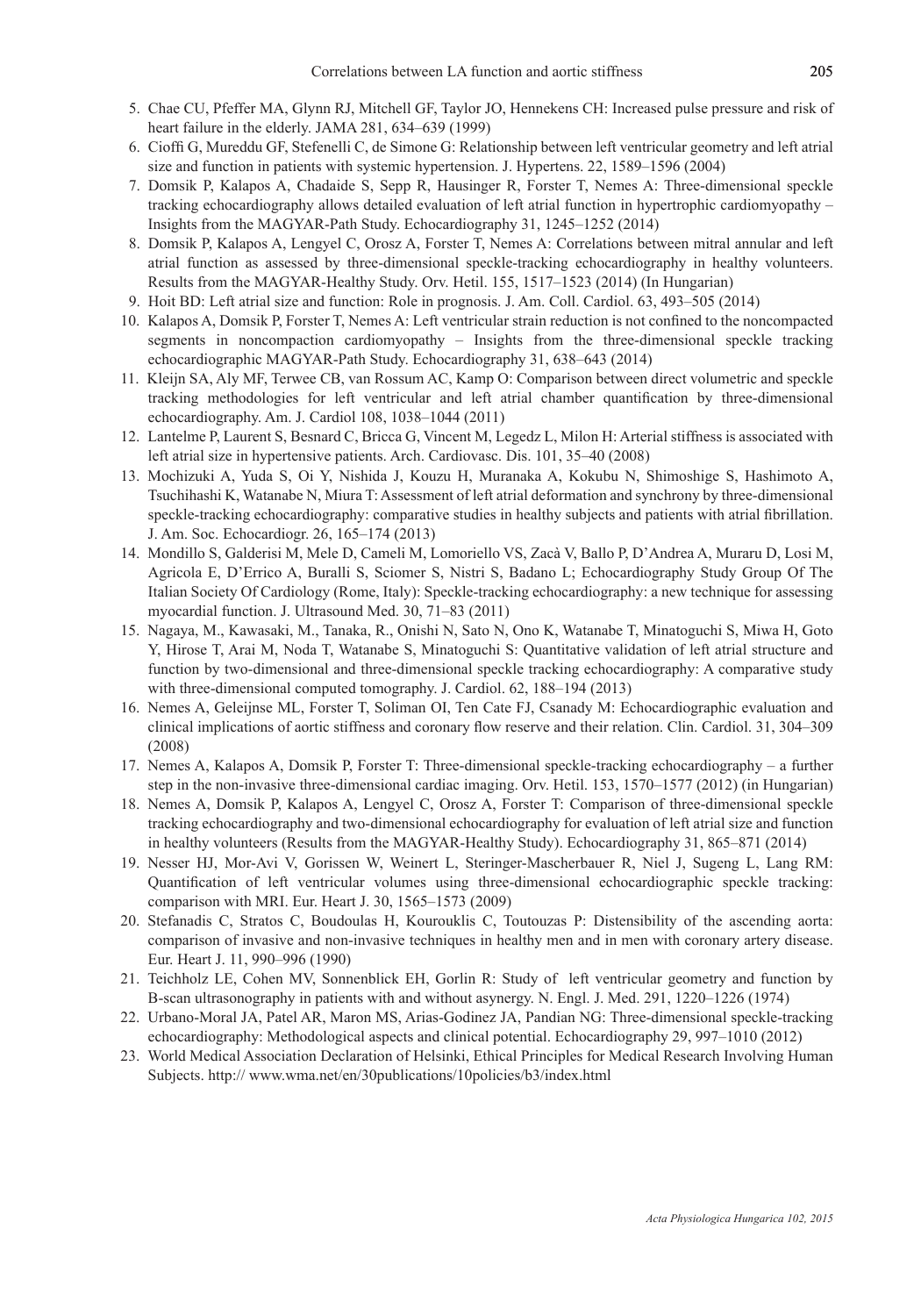5. Chae CU, Pfeffer MA, Glynn RJ, Mitchell GF, Taylor JO, Hennekens CH: Increased pulse pressure and risk of heart failure in the elderly. JAMA 281, 634–639 (1999)
6. Cioffi G, Mureddu GF, Stefenelli C, de Simone G: Relationship between left ventricular geometry and left atrial size and function in patients with systemic hypertension. J. Hypertens. 22, 1589–1596 (2004)
7. Domsik P, Kalapos A, Chadaide S, Sepp R, Hausinger R, Forster T, Nemes A: Three-dimensional speckle tracking echocardiography allows detailed evaluation of left atrial function in hypertrophic cardiomyopathy – Insights from the MAGYAR-Path Study. Echocardiography 31, 1245–1252 (2014)
8. Domsik P, Kalapos A, Lengyel C, Orosz A, Forster T, Nemes A: Correlations between mitral annular and left atrial function as assessed by three-dimensional speckle-tracking echocardiography in healthy volunteers. Results from the MAGYAR-Healthy Study. Orv. Hetil. 155, 1517–1523 (2014) (In Hungarian)
9. Hoit BD: Left atrial size and function: Role in prognosis. J. Am. Coll. Cardiol. 63, 493–505 (2014)
10. Kalapos A, Domsik P, Forster T, Nemes A: Left ventricular strain reduction is not confined to the noncompacted segments in noncompaction cardiomyopathy – Insights from the three-dimensional speckle tracking echocardiographic MAGYAR-Path Study. Echocardiography 31, 638–643 (2014)
11. Kleijn SA, Aly MF, Terwee CB, van Rossum AC, Kamp O: Comparison between direct volumetric and speckle tracking methodologies for left ventricular and left atrial chamber quantification by three-dimensional echocardiography. Am. J. Cardiol 108, 1038–1044 (2011)
12. Lantelme P, Laurent S, Besnard C, Bricca G, Vincent M, Legedz L, Milon H: Arterial stiffness is associated with left atrial size in hypertensive patients. Arch. Cardiovasc. Dis. 101, 35–40 (2008)
13. Mochizuki A, Yuda S, Oi Y, Nishida J, Kouzu H, Muranaka A, Kokubu N, Shimoshige S, Hashimoto A, Tsuchihashi K, Watanabe N, Miura T: Assessment of left atrial deformation and synchrony by three-dimensional speckle-tracking echocardiography: comparative studies in healthy subjects and patients with atrial fibrillation. J. Am. Soc. Echocardiogr. 26, 165–174 (2013)
14. Mondillo S, Galderisi M, Mele D, Cameli M, Lomoriello VS, Zacà V, Ballo P, D'Andrea A, Muraru D, Losi M, Agricola E, D'Errico A, Buralli S, Sciomer S, Nistri S, Badano L; Echocardiography Study Group Of The Italian Society Of Cardiology (Rome, Italy): Speckle-tracking echocardiography: a new technique for assessing myocardial function. J. Ultrasound Med. 30, 71–83 (2011)
15. Nagaya, M., Kawasaki, M., Tanaka, R., Onishi N, Sato N, Ono K, Watanabe T, Minatoguchi S, Miwa H, Goto Y, Hirose T, Arai M, Noda T, Watanabe S, Minatoguchi S: Quantitative validation of left atrial structure and function by two-dimensional and three-dimensional speckle tracking echocardiography: A comparative study with three-dimensional computed tomography. J. Cardiol. 62, 188–194 (2013)
16. Nemes A, Geleijnse ML, Forster T, Soliman OI, Ten Cate FJ, Csanady M: Echocardiographic evaluation and clinical implications of aortic stiffness and coronary flow reserve and their relation. Clin. Cardiol. 31, 304–309 (2008)
17. Nemes A, Kalapos A, Domsik P, Forster T: Three-dimensional speckle-tracking echocardiography – a further step in the non-invasive three-dimensional cardiac imaging. Orv. Hetil. 153, 1570–1577 (2012) (in Hungarian)
18. Nemes A, Domsik P, Kalapos A, Lengyel C, Orosz A, Forster T: Comparison of three-dimensional speckle tracking echocardiography and two-dimensional echocardiography for evaluation of left atrial size and function in healthy volunteers (Results from the MAGYAR-Healthy Study). Echocardiography 31, 865–871 (2014)
19. Nesser HJ, Mor-Avi V, Gorissen W, Weinert L, Steringer-Mascherbauer R, Niel J, Sugeng L, Lang RM: Quantification of left ventricular volumes using three-dimensional echocardiographic speckle tracking: comparison with MRI. Eur. Heart J. 30, 1565–1573 (2009)
20. Stefanadis C, Stratos C, Boudoulas H, Kourouklis C, Toutouzas P: Distensibility of the ascending aorta: comparison of invasive and non-invasive techniques in healthy men and in men with coronary artery disease. Eur. Heart J. 11, 990–996 (1990)
21. Teichholz LE, Cohen MV, Sonnenblick EH, Gorlin R: Study of left ventricular geometry and function by B-scan ultrasonography in patients with and without asynergy. N. Engl. J. Med. 291, 1220–1226 (1974)
22. Urbano-Moral JA, Patel AR, Maron MS, Arias-Godinez JA, Pandian NG: Three-dimensional speckle-tracking echocardiography: Methodological aspects and clinical potential. Echocardiography 29, 997–1010 (2012)
23. World Medical Association Declaration of Helsinki, Ethical Principles for Medical Research Involving Human Subjects. http:// www.wma.net/en/30publications/10policies/b3/index.html